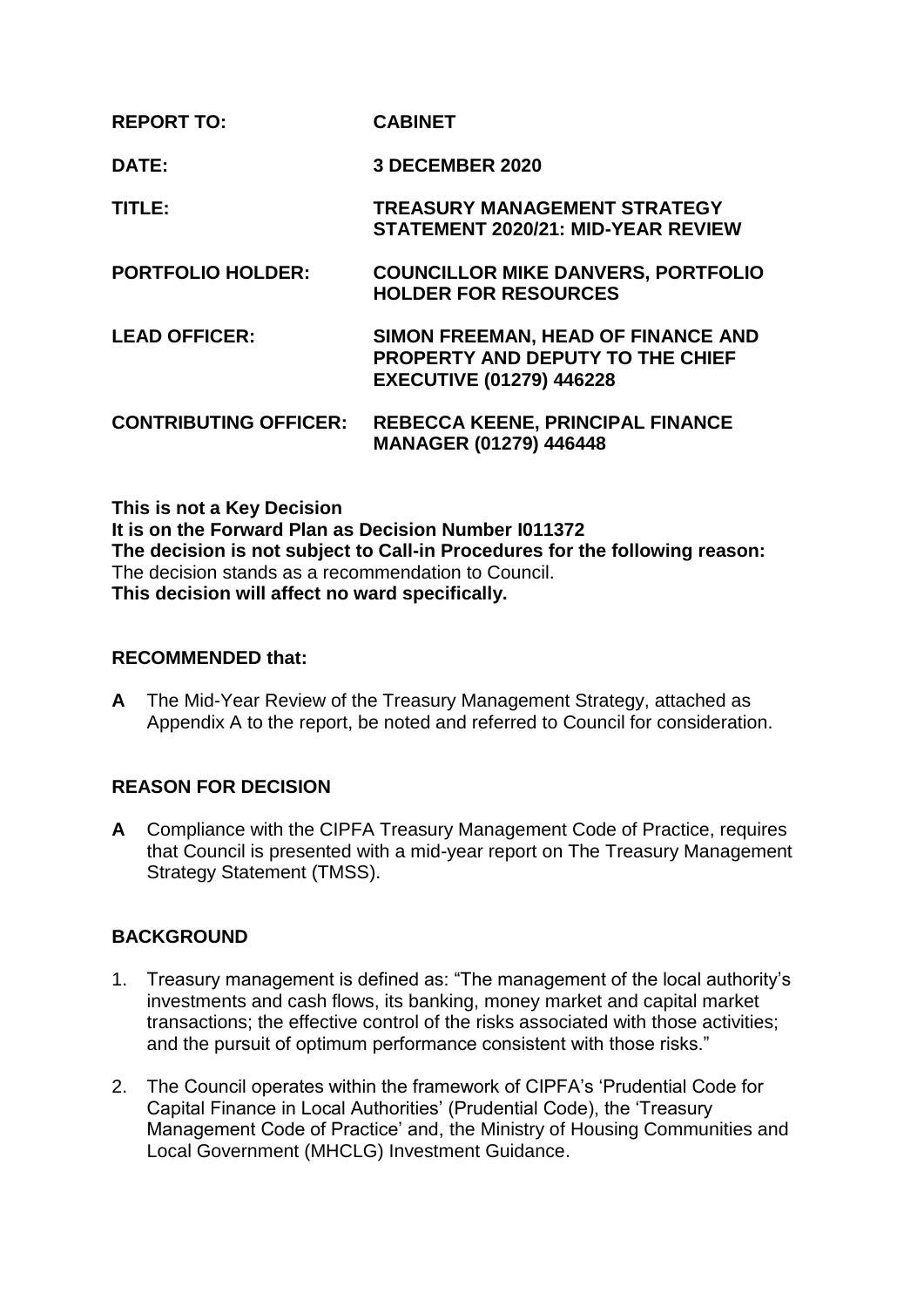| | |
|---|---|
| **REPORT TO:** | **CABINET** |
| **DATE:** | **3 DECEMBER 2020** |
| **TITLE:** | **TREASURY MANAGEMENT STRATEGY STATEMENT 2020/21: MID-YEAR REVIEW** |
| **PORTFOLIO HOLDER:** | **COUNCILLOR MIKE DANVERS, PORTFOLIO HOLDER FOR RESOURCES** |
| **LEAD OFFICER:** | **SIMON FREEMAN, HEAD OF FINANCE AND PROPERTY AND DEPUTY TO THE CHIEF EXECUTIVE (01279) 446228** |
| **CONTRIBUTING OFFICER:** | **REBECCA KEENE, PRINCIPAL FINANCE MANAGER (01279) 446448** |

**This is not a Key Decision**
**It is on the Forward Plan as Decision Number I011372**
**The decision is not subject to Call-in Procedures for the following reason:**
The decision stands as a recommendation to Council.
**This decision will affect no ward specifically.**

## RECOMMENDED that:

**A** The Mid-Year Review of the Treasury Management Strategy, attached as Appendix A to the report, be noted and referred to Council for consideration.

## REASON FOR DECISION

**A** Compliance with the CIPFA Treasury Management Code of Practice, requires that Council is presented with a mid-year report on The Treasury Management Strategy Statement (TMSS).

## BACKGROUND

1. Treasury management is defined as: "The management of the local authority's investments and cash flows, its banking, money market and capital market transactions; the effective control of the risks associated with those activities; and the pursuit of optimum performance consistent with those risks."

2. The Council operates within the framework of CIPFA's 'Prudential Code for Capital Finance in Local Authorities' (Prudential Code), the 'Treasury Management Code of Practice' and, the Ministry of Housing Communities and Local Government (MHCLG) Investment Guidance.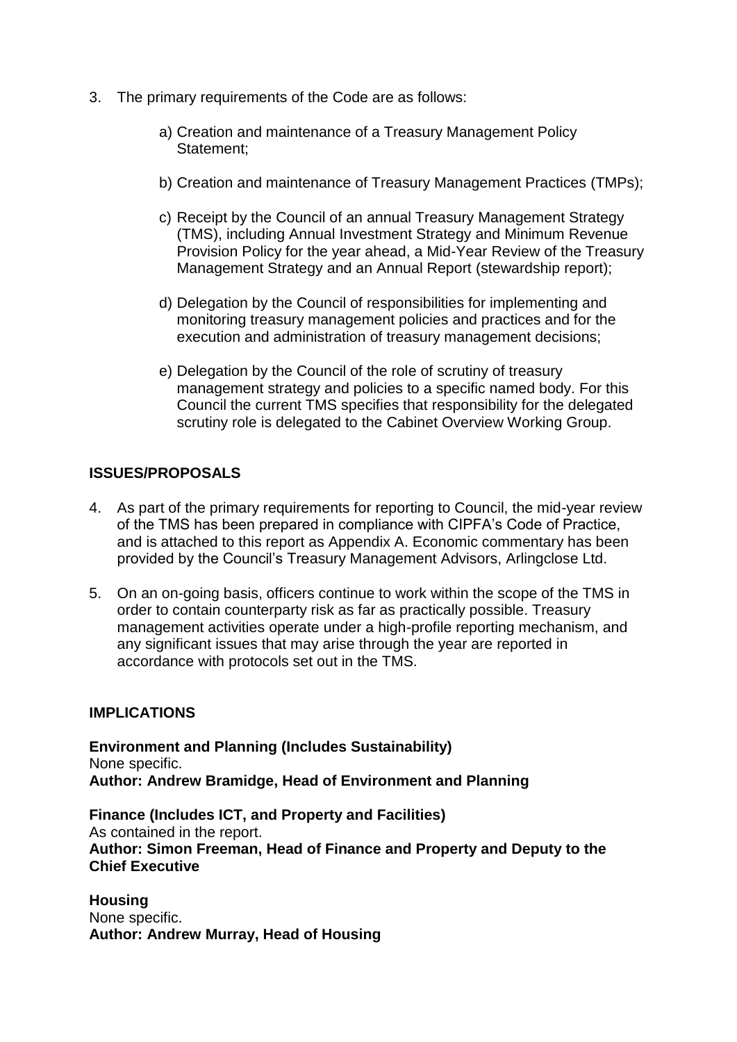3. The primary requirements of the Code are as follows:

   a) Creation and maintenance of a Treasury Management Policy Statement;

   b) Creation and maintenance of Treasury Management Practices (TMPs);

   c) Receipt by the Council of an annual Treasury Management Strategy (TMS), including Annual Investment Strategy and Minimum Revenue Provision Policy for the year ahead, a Mid-Year Review of the Treasury Management Strategy and an Annual Report (stewardship report);

   d) Delegation by the Council of responsibilities for implementing and monitoring treasury management policies and practices and for the execution and administration of treasury management decisions;

   e) Delegation by the Council of the role of scrutiny of treasury management strategy and policies to a specific named body. For this Council the current TMS specifies that responsibility for the delegated scrutiny role is delegated to the Cabinet Overview Working Group.

## ISSUES/PROPOSALS

4. As part of the primary requirements for reporting to Council, the mid-year review of the TMS has been prepared in compliance with CIPFA's Code of Practice, and is attached to this report as Appendix A. Economic commentary has been provided by the Council's Treasury Management Advisors, Arlingclose Ltd.

5. On an on-going basis, officers continue to work within the scope of the TMS in order to contain counterparty risk as far as practically possible. Treasury management activities operate under a high-profile reporting mechanism, and any significant issues that may arise through the year are reported in accordance with protocols set out in the TMS.

## IMPLICATIONS

**Environment and Planning (Includes Sustainability)**
None specific.
**Author: Andrew Bramidge, Head of Environment and Planning**

**Finance (Includes ICT, and Property and Facilities)**
As contained in the report.
**Author: Simon Freeman, Head of Finance and Property and Deputy to the Chief Executive**

**Housing**
None specific.
**Author: Andrew Murray, Head of Housing**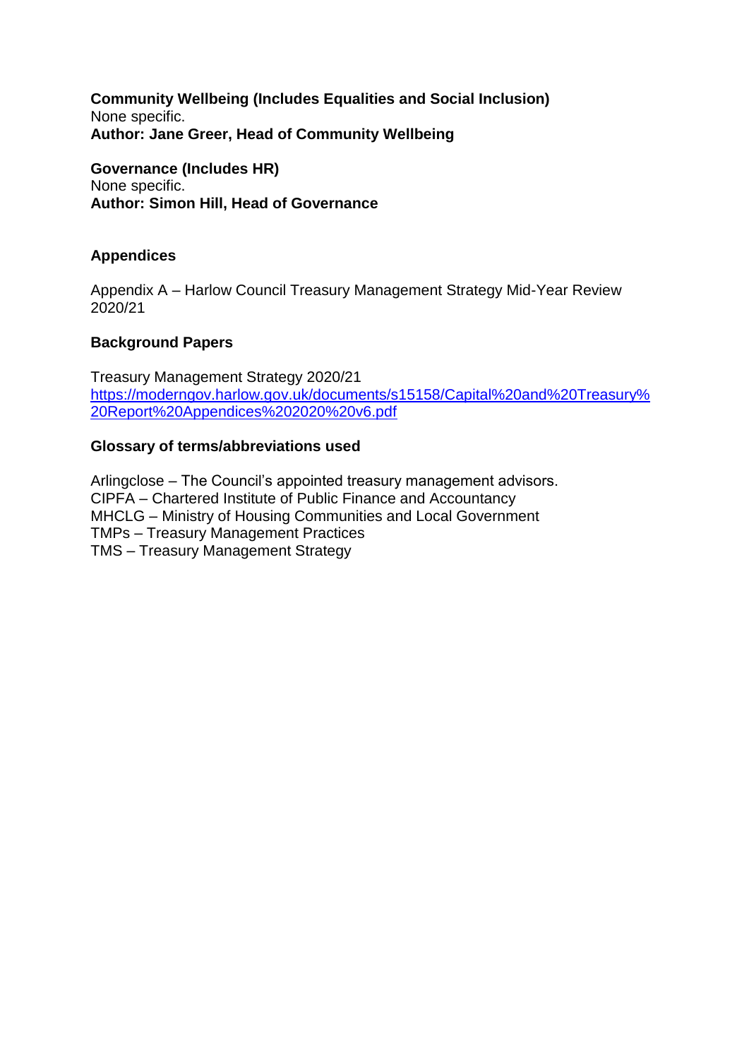**Community Wellbeing (Includes Equalities and Social Inclusion)**
None specific.
**Author: Jane Greer, Head of Community Wellbeing**

**Governance (Includes HR)**
None specific.
**Author: Simon Hill, Head of Governance**

## Appendices

Appendix A – Harlow Council Treasury Management Strategy Mid-Year Review 2020/21

## Background Papers

Treasury Management Strategy 2020/21
https://moderngov.harlow.gov.uk/documents/s15158/Capital%20and%20Treasury%20Report%20Appendices%202020%20v6.pdf

## Glossary of terms/abbreviations used

Arlingclose – The Council's appointed treasury management advisors.
CIPFA – Chartered Institute of Public Finance and Accountancy
MHCLG – Ministry of Housing Communities and Local Government
TMPs – Treasury Management Practices
TMS – Treasury Management Strategy